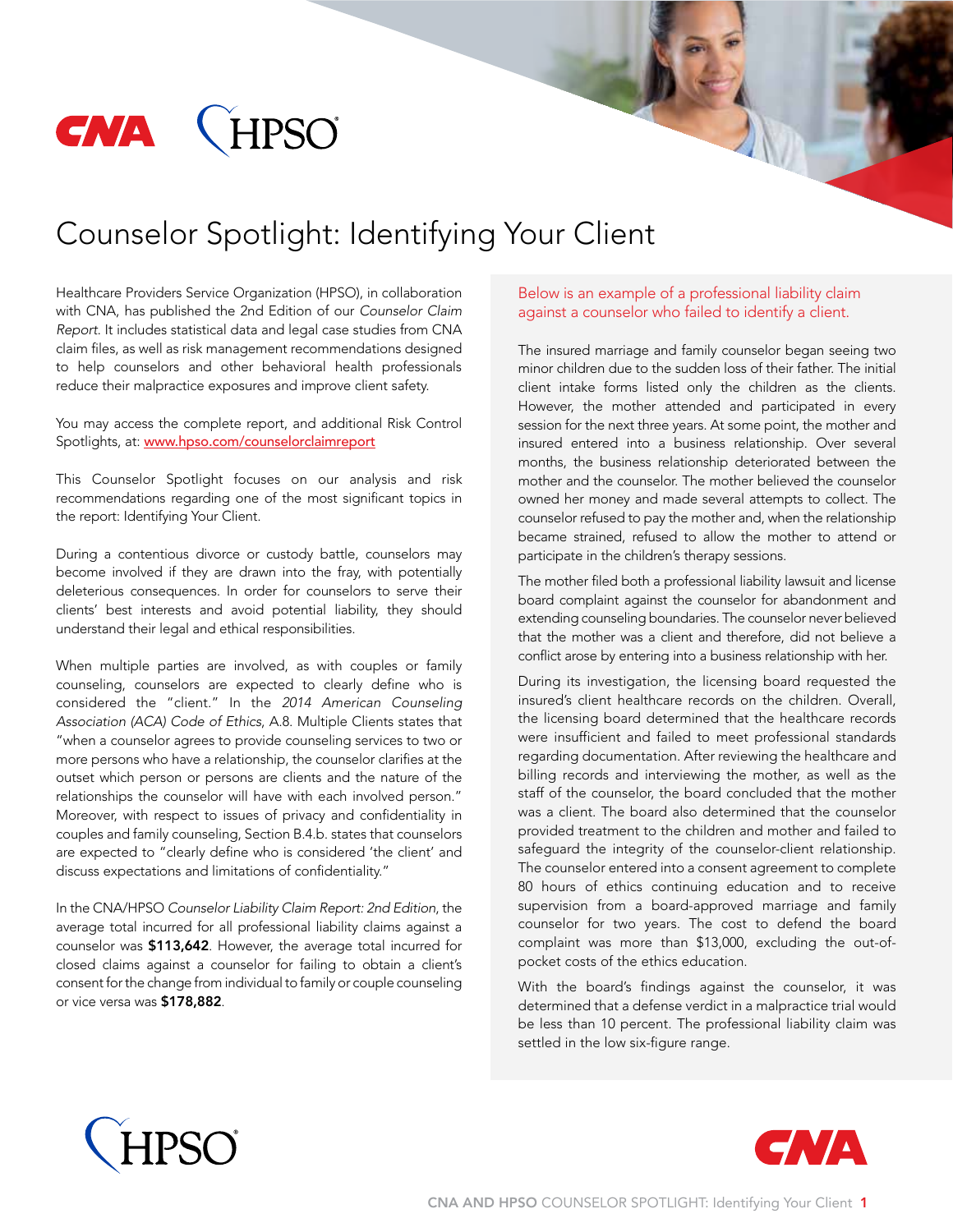# Counselor Spotlight: Identifying Your Client

Healthcare Providers Service Organization (HPSO), in collaboration with CNA, has published the 2nd Edition of our *Counselor Claim Report*. It includes statistical data and legal case studies from CNA claim files, as well as risk management recommendations designed to help counselors and other behavioral health professionals reduce their malpractice exposures and improve client safety.

You may access the complete report, and additional Risk Control Spotlights, at: www.hpso.com/counselorclaimreport

This Counselor Spotlight focuses on our analysis and risk recommendations regarding one of the most significant topics in the report: Identifying Your Client.

During a contentious divorce or custody battle, counselors may become involved if they are drawn into the fray, with potentially deleterious consequences. In order for counselors to serve their clients' best interests and avoid potential liability, they should understand their legal and ethical responsibilities.

When multiple parties are involved, as with couples or family counseling, counselors are expected to clearly define who is considered the "client." In the *2014 American Counseling Association (ACA) Code of Ethics*, A.8. Multiple Clients states that "when a counselor agrees to provide counseling services to two or more persons who have a relationship, the counselor clarifies at the outset which person or persons are clients and the nature of the relationships the counselor will have with each involved person." Moreover, with respect to issues of privacy and confidentiality in couples and family counseling, Section B.4.b. states that counselors are expected to "clearly define who is considered 'the client' and discuss expectations and limitations of confidentiality."

In the CNA/HPSO *Counselor Liability Claim Report: 2nd Edition*, the average total incurred for all professional liability claims against a counselor was **$113,642**. However, the average total incurred for closed claims against a counselor for failing to obtain a client's consent for the change from individual to family or couple counseling or vice versa was **$178,882**.

## Below is an example of a professional liability claim against a counselor who failed to identify a client.

The insured marriage and family counselor began seeing two minor children due to the sudden loss of their father. The initial client intake forms listed only the children as the clients. However, the mother attended and participated in every session for the next three years. At some point, the mother and insured entered into a business relationship. Over several months, the business relationship deteriorated between the mother and the counselor. The mother believed the counselor owned her money and made several attempts to collect. The counselor refused to pay the mother and, when the relationship became strained, refused to allow the mother to attend or participate in the children's therapy sessions.

The mother filed both a professional liability lawsuit and license board complaint against the counselor for abandonment and extending counseling boundaries. The counselor never believed that the mother was a client and therefore, did not believe a conflict arose by entering into a business relationship with her.

During its investigation, the licensing board requested the insured's client healthcare records on the children. Overall, the licensing board determined that the healthcare records were insufficient and failed to meet professional standards regarding documentation. After reviewing the healthcare and billing records and interviewing the mother, as well as the staff of the counselor, the board concluded that the mother was a client. The board also determined that the counselor provided treatment to the children and mother and failed to safeguard the integrity of the counselor-client relationship. The counselor entered into a consent agreement to complete 80 hours of ethics continuing education and to receive supervision from a board-approved marriage and family counselor for two years. The cost to defend the board complaint was more than $13,000, excluding the out-of-pocket costs of the ethics education.

With the board's findings against the counselor, it was determined that a defense verdict in a malpractice trial would be less than 10 percent. The professional liability claim was settled in the low six-figure range.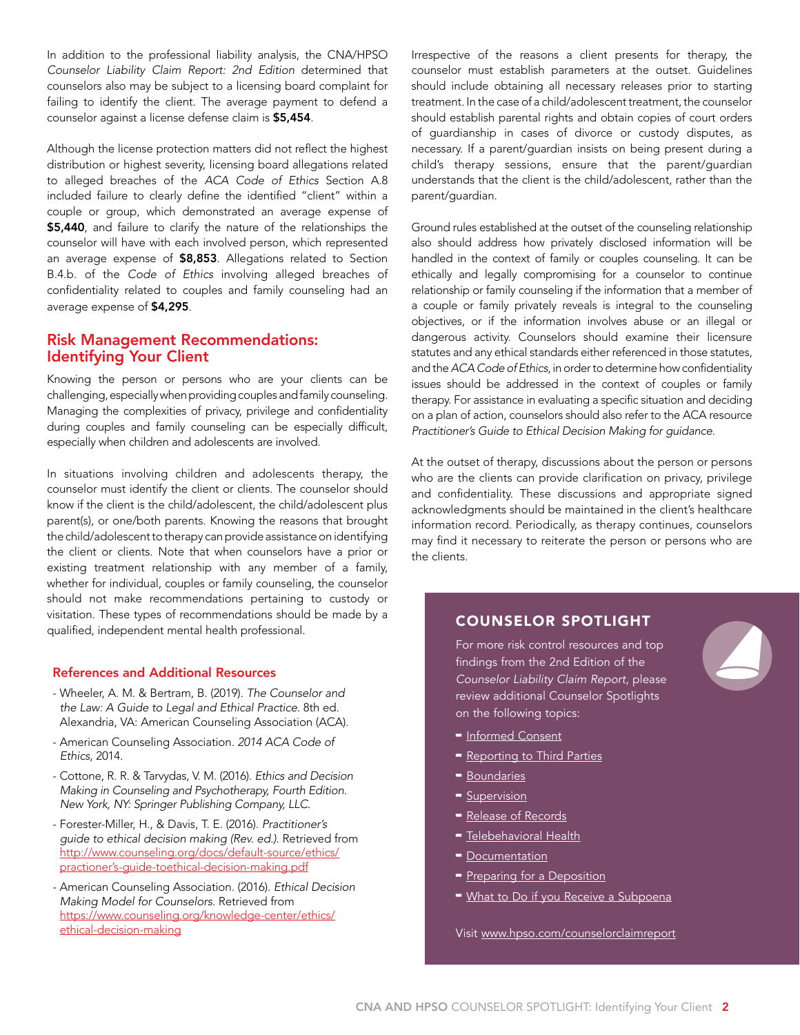In addition to the professional liability analysis, the CNA/HPSO *Counselor Liability Claim Report: 2nd Edition* determined that counselors also may be subject to a licensing board complaint for failing to identify the client. The average payment to defend a counselor against a license defense claim is **$5,454**.

Although the license protection matters did not reflect the highest distribution or highest severity, licensing board allegations related to alleged breaches of the *ACA Code of Ethics* Section A.8 included failure to clearly define the identified "client" within a couple or group, which demonstrated an average expense of **$5,440**, and failure to clarify the nature of the relationships the counselor will have with each involved person, which represented an average expense of **$8,853**. Allegations related to Section B.4.b. of the *Code of Ethics* involving alleged breaches of confidentiality related to couples and family counseling had an average expense of **$4,295**.

## Risk Management Recommendations: Identifying Your Client

Knowing the person or persons who are your clients can be challenging, especially when providing couples and family counseling. Managing the complexities of privacy, privilege and confidentiality during couples and family counseling can be especially difficult, especially when children and adolescents are involved.

In situations involving children and adolescents therapy, the counselor must identify the client or clients. The counselor should know if the client is the child/adolescent, the child/adolescent plus parent(s), or one/both parents. Knowing the reasons that brought the child/adolescent to therapy can provide assistance on identifying the client or clients. Note that when counselors have a prior or existing treatment relationship with any member of a family, whether for individual, couples or family counseling, the counselor should not make recommendations pertaining to custody or visitation. These types of recommendations should be made by a qualified, independent mental health professional.

Irrespective of the reasons a client presents for therapy, the counselor must establish parameters at the outset. Guidelines should include obtaining all necessary releases prior to starting treatment. In the case of a child/adolescent treatment, the counselor should establish parental rights and obtain copies of court orders of guardianship in cases of divorce or custody disputes, as necessary. If a parent/guardian insists on being present during a child's therapy sessions, ensure that the parent/guardian understands that the client is the child/adolescent, rather than the parent/guardian.

Ground rules established at the outset of the counseling relationship also should address how privately disclosed information will be handled in the context of family or couples counseling. It can be ethically and legally compromising for a counselor to continue relationship or family counseling if the information that a member of a couple or family privately reveals is integral to the counseling objectives, or if the information involves abuse or an illegal or dangerous activity. Counselors should examine their licensure statutes and any ethical standards either referenced in those statutes, and the *ACA Code of Ethics*, in order to determine how confidentiality issues should be addressed in the context of couples or family therapy. For assistance in evaluating a specific situation and deciding on a plan of action, counselors should also refer to the ACA resource *Practitioner's Guide to Ethical Decision Making for guidance.*

At the outset of therapy, discussions about the person or persons who are the clients can provide clarification on privacy, privilege and confidentiality. These discussions and appropriate signed acknowledgments should be maintained in the client's healthcare information record. Periodically, as therapy continues, counselors may find it necessary to reiterate the person or persons who are the clients.

### References and Additional Resources

- Wheeler, A. M. & Bertram, B. (2019). *The Counselor and the Law: A Guide to Legal and Ethical Practice.* 8th ed. Alexandria, VA: American Counseling Association (ACA).
- American Counseling Association. *2014 ACA Code of Ethics*, 2014.
- Cottone, R. R. & Tarvydas, V. M. (2016). *Ethics and Decision Making in Counseling and Psychotherapy, Fourth Edition. New York, NY: Springer Publishing Company, LLC.*
- Forester-Miller, H., & Davis, T. E. (2016). *Practitioner's guide to ethical decision making (Rev. ed.).* Retrieved from http://www.counseling.org/docs/default-source/ethics/practioner's-guide-toethical-decision-making.pdf
- American Counseling Association. (2016). *Ethical Decision Making Model for Counselors.* Retrieved from https://www.counseling.org/knowledge-center/ethics/ethical-decision-making

### COUNSELOR SPOTLIGHT

For more risk control resources and top findings from the 2nd Edition of the *Counselor Liability Claim Report*, please review additional Counselor Spotlights on the following topics:

- Informed Consent
- Reporting to Third Parties
- Boundaries
- Supervision
- Release of Records
- Telebehavioral Health
- Documentation
- Preparing for a Deposition
- What to Do if you Receive a Subpoena

Visit www.hpso.com/counselorclaimreport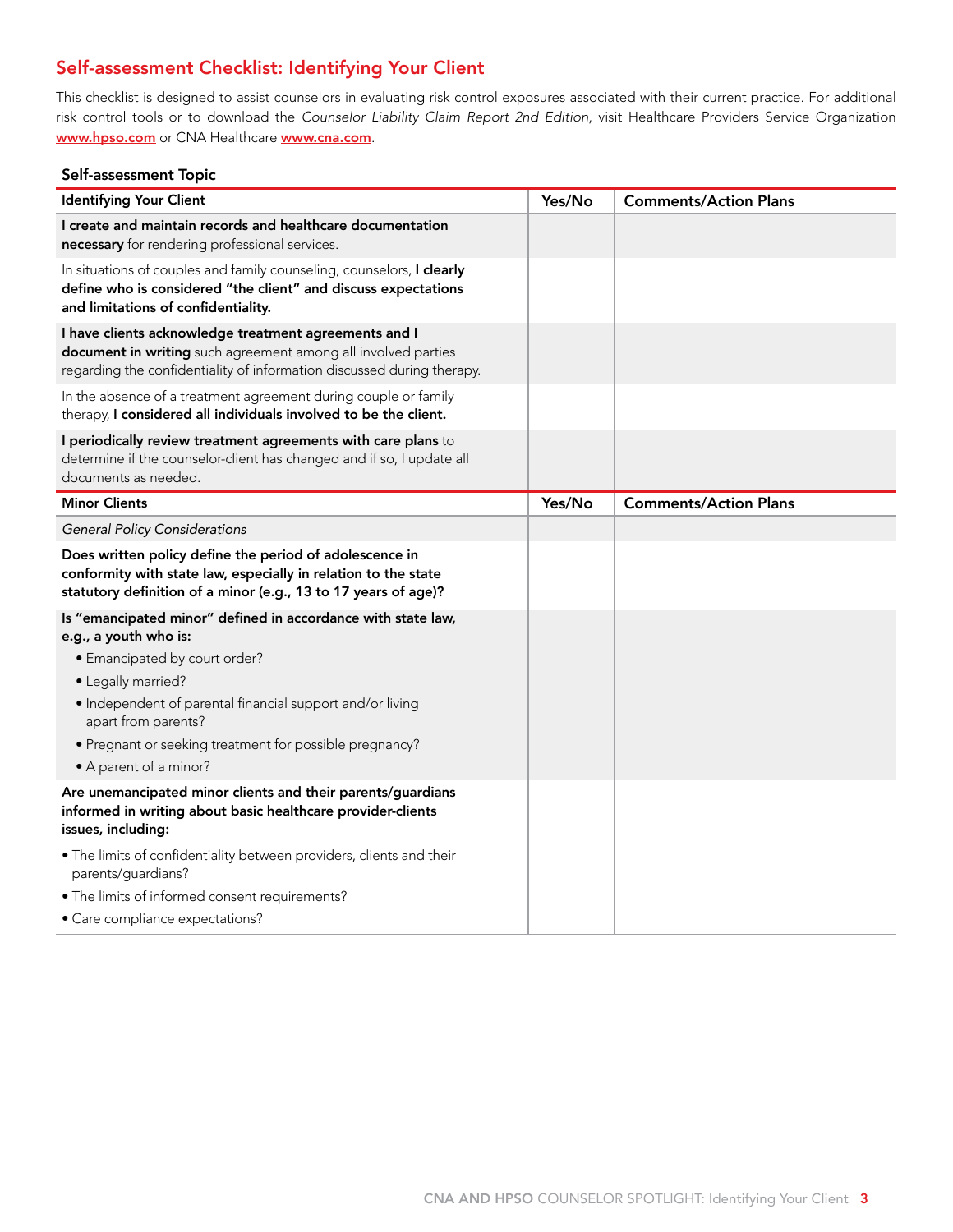## Self-assessment Checklist: Identifying Your Client

This checklist is designed to assist counselors in evaluating risk control exposures associated with their current practice. For additional risk control tools or to download the *Counselor Liability Claim Report 2nd Edition*, visit Healthcare Providers Service Organization **www.hpso.com** or CNA Healthcare **www.cna.com**.

### Self-assessment Topic

| Identifying Your Client | Yes/No | Comments/Action Plans |
|---|---|---|
| **I create and maintain records and healthcare documentation necessary** for rendering professional services. | | |
| In situations of couples and family counseling, counselors, **I clearly define who is considered "the client" and discuss expectations and limitations of confidentiality.** | | |
| **I have clients acknowledge treatment agreements and I document in writing** such agreement among all involved parties regarding the confidentiality of information discussed during therapy. | | |
| In the absence of a treatment agreement during couple or family therapy, **I considered all individuals involved to be the client.** | | |
| **I periodically review treatment agreements with care plans** to determine if the counselor-client has changed and if so, I update all documents as needed. | | |

| Minor Clients | Yes/No | Comments/Action Plans |
|---|---|---|
| *General Policy Considerations* | | |
| **Does written policy define the period of adolescence in conformity with state law, especially in relation to the state statutory definition of a minor (e.g., 13 to 17 years of age)?** | | |
| **Is "emancipated minor" defined in accordance with state law, e.g., a youth who is:** <br>• Emancipated by court order? <br>• Legally married? <br>• Independent of parental financial support and/or living apart from parents? <br>• Pregnant or seeking treatment for possible pregnancy? <br>• A parent of a minor? | | |
| **Are unemancipated minor clients and their parents/guardians informed in writing about basic healthcare provider-clients issues, including:** <br>• The limits of confidentiality between providers, clients and their parents/guardians? <br>• The limits of informed consent requirements? <br>• Care compliance expectations? | | |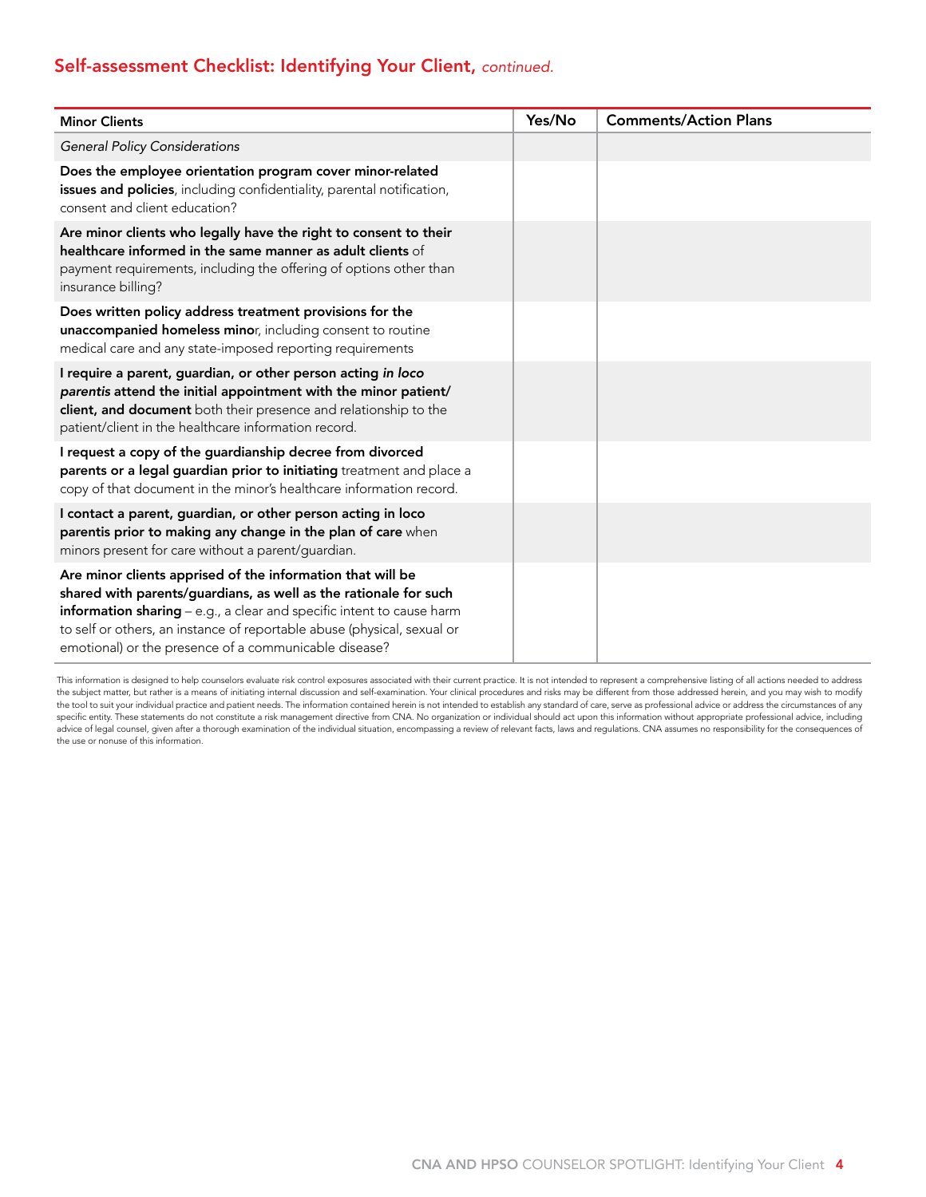## Self-assessment Checklist: Identifying Your Client, *continued.*

| Minor Clients | Yes/No | Comments/Action Plans |
|---|---|---|
| *General Policy Considerations* | | |
| **Does the employee orientation program cover minor-related issues and policies**, including confidentiality, parental notification, consent and client education? | | |
| **Are minor clients who legally have the right to consent to their healthcare informed in the same manner as adult clients** of payment requirements, including the offering of options other than insurance billing? | | |
| **Does written policy address treatment provisions for the unaccompanied homeless mino**r, including consent to routine medical care and any state-imposed reporting requirements | | |
| **I require a parent, guardian, or other person acting *in loco parentis* attend the initial appointment with the minor patient/client, and document** both their presence and relationship to the patient/client in the healthcare information record. | | |
| **I request a copy of the guardianship decree from divorced parents or a legal guardian prior to initiating** treatment and place a copy of that document in the minor's healthcare information record. | | |
| **I contact a parent, guardian, or other person acting in loco parentis prior to making any change in the plan of care** when minors present for care without a parent/guardian. | | |
| **Are minor clients apprised of the information that will be shared with parents/guardians, as well as the rationale for such information sharing** – e.g., a clear and specific intent to cause harm to self or others, an instance of reportable abuse (physical, sexual or emotional) or the presence of a communicable disease? | | |

This information is designed to help counselors evaluate risk control exposures associated with their current practice. It is not intended to represent a comprehensive listing of all actions needed to address the subject matter, but rather is a means of initiating internal discussion and self-examination. Your clinical procedures and risks may be different from those addressed herein, and you may wish to modify the tool to suit your individual practice and patient needs. The information contained herein is not intended to establish any standard of care, serve as professional advice or address the circumstances of any specific entity. These statements do not constitute a risk management directive from CNA. No organization or individual should act upon this information without appropriate professional advice, including advice of legal counsel, given after a thorough examination of the individual situation, encompassing a review of relevant facts, laws and regulations. CNA assumes no responsibility for the consequences of the use or nonuse of this information.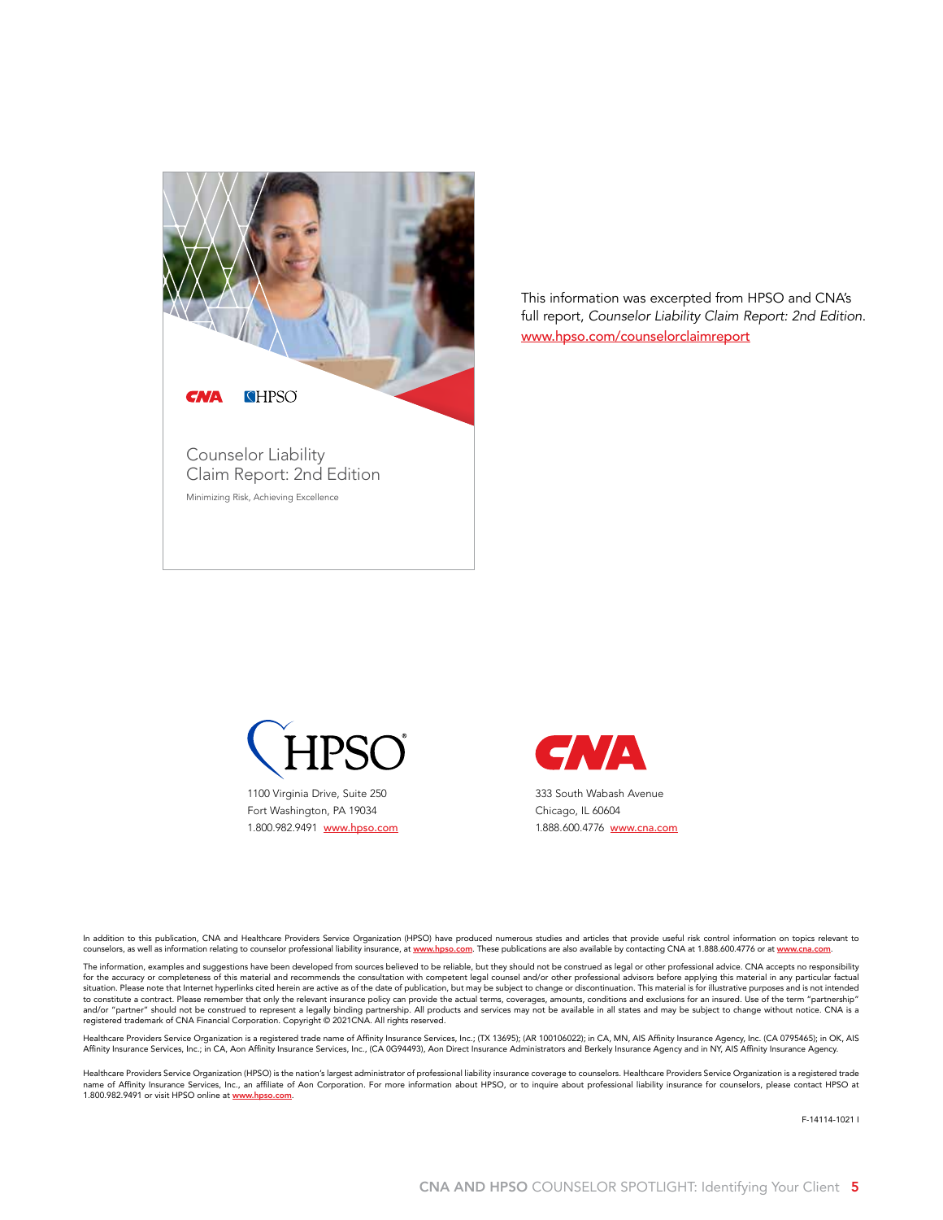CNA HPSO

Counselor Liability Claim Report: 2nd Edition

Minimizing Risk, Achieving Excellence

This information was excerpted from HPSO and CNA's full report, *Counselor Liability Claim Report: 2nd Edition*. www.hpso.com/counselorclaimreport

HPSO

1100 Virginia Drive, Suite 250
Fort Washington, PA 19034
1.800.982.9491 www.hpso.com

CNA

333 South Wabash Avenue
Chicago, IL 60604
1.888.600.4776 www.cna.com

In addition to this publication, CNA and Healthcare Providers Service Organization (HPSO) have produced numerous studies and articles that provide useful risk control information on topics relevant to counselors, as well as information relating to counselor professional liability insurance, at www.hpso.com. These publications are also available by contacting CNA at 1.888.600.4776 or at www.cna.com.

The information, examples and suggestions have been developed from sources believed to be reliable, but they should not be construed as legal or other professional advice. CNA accepts no responsibility for the accuracy or completeness of this material and recommends the consultation with competent legal counsel and/or other professional advisors before applying this material in any particular factual situation. Please note that Internet hyperlinks cited herein are active as of the date of publication, but may be subject to change or discontinuation. This material is for illustrative purposes and is not intended to constitute a contract. Please remember that only the relevant insurance policy can provide the actual terms, coverages, amounts, conditions and exclusions for an insured. Use of the term "partnership" and/or "partner" should not be construed to represent a legally binding partnership. All products and services may not be available in all states and may be subject to change without notice. CNA is a registered trademark of CNA Financial Corporation. Copyright © 2021CNA. All rights reserved.

Healthcare Providers Service Organization is a registered trade name of Affinity Insurance Services, Inc.; (TX 13695); (AR 100106022); in CA, MN, AIS Affinity Insurance Agency, Inc. (CA 0795465); in OK, AIS Affinity Insurance Services, Inc.; in CA, Aon Affinity Insurance Services, Inc., (CA 0G94493), Aon Direct Insurance Administrators and Berkely Insurance Agency and in NY, AIS Affinity Insurance Agency.

Healthcare Providers Service Organization (HPSO) is the nation's largest administrator of professional liability insurance coverage to counselors. Healthcare Providers Service Organization is a registered trade name of Affinity Insurance Services, Inc., an affiliate of Aon Corporation. For more information about HPSO, or to inquire about professional liability insurance for counselors, please contact HPSO at 1.800.982.9491 or visit HPSO online at www.hpso.com.

F-14114-1021 I